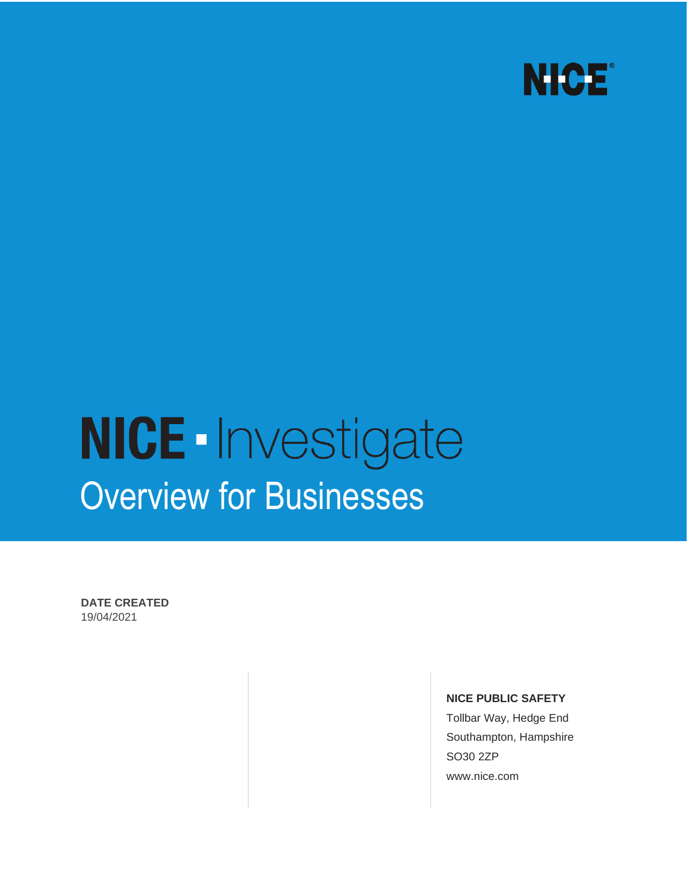NICE®

# NICE · Investigate

## Overview for Businesses

**DATE CREATED**
19/04/2021

**NICE PUBLIC SAFETY**
Tollbar Way, Hedge End
Southampton, Hampshire
SO30 2ZP
www.nice.com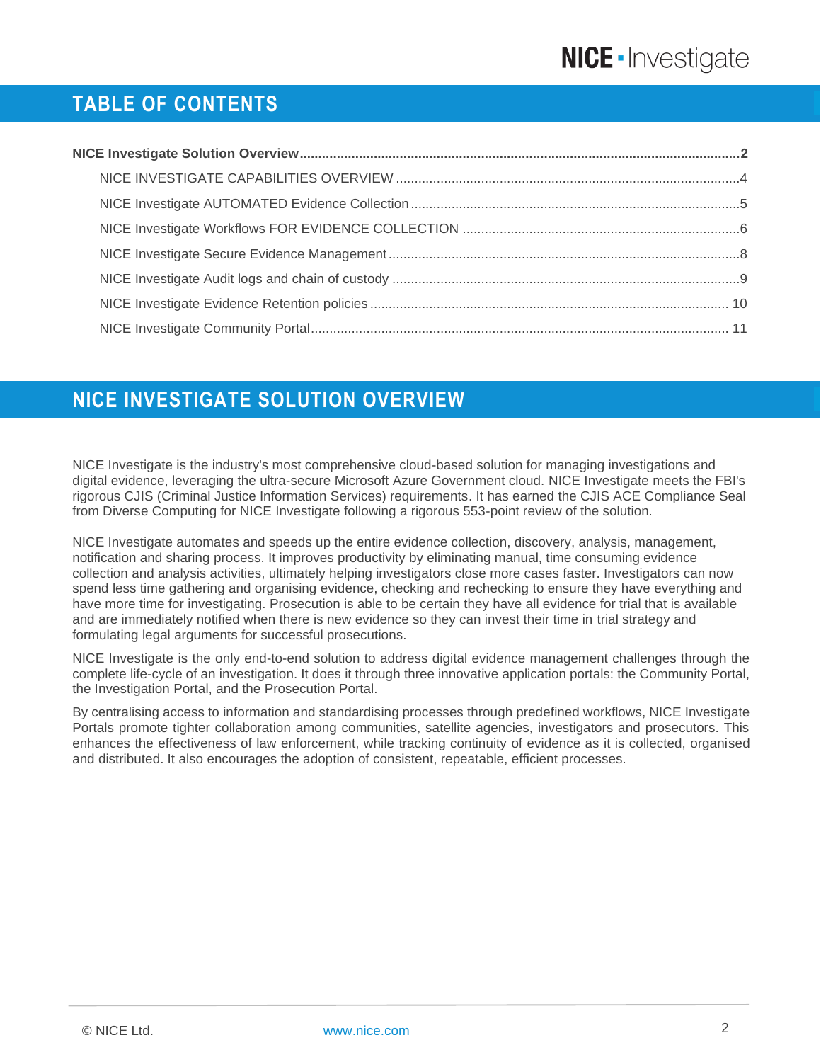# TABLE OF CONTENTS

**NICE Investigate Solution Overview......2**

- NICE INVESTIGATE CAPABILITIES OVERVIEW......4
- NICE Investigate AUTOMATED Evidence Collection......5
- NICE Investigate Workflows FOR EVIDENCE COLLECTION......6
- NICE Investigate Secure Evidence Management......8
- NICE Investigate Audit logs and chain of custody......9
- NICE Investigate Evidence Retention policies......10
- NICE Investigate Community Portal......11

# NICE INVESTIGATE SOLUTION OVERVIEW

NICE Investigate is the industry's most comprehensive cloud-based solution for managing investigations and digital evidence, leveraging the ultra-secure Microsoft Azure Government cloud. NICE Investigate meets the FBI's rigorous CJIS (Criminal Justice Information Services) requirements. It has earned the CJIS ACE Compliance Seal from Diverse Computing for NICE Investigate following a rigorous 553-point review of the solution.

NICE Investigate automates and speeds up the entire evidence collection, discovery, analysis, management, notification and sharing process. It improves productivity by eliminating manual, time consuming evidence collection and analysis activities, ultimately helping investigators close more cases faster. Investigators can now spend less time gathering and organising evidence, checking and rechecking to ensure they have everything and have more time for investigating. Prosecution is able to be certain they have all evidence for trial that is available and are immediately notified when there is new evidence so they can invest their time in trial strategy and formulating legal arguments for successful prosecutions.

NICE Investigate is the only end-to-end solution to address digital evidence management challenges through the complete life-cycle of an investigation. It does it through three innovative application portals: the Community Portal, the Investigation Portal, and the Prosecution Portal.

By centralising access to information and standardising processes through predefined workflows, NICE Investigate Portals promote tighter collaboration among communities, satellite agencies, investigators and prosecutors. This enhances the effectiveness of law enforcement, while tracking continuity of evidence as it is collected, organised and distributed. It also encourages the adoption of consistent, repeatable, efficient processes.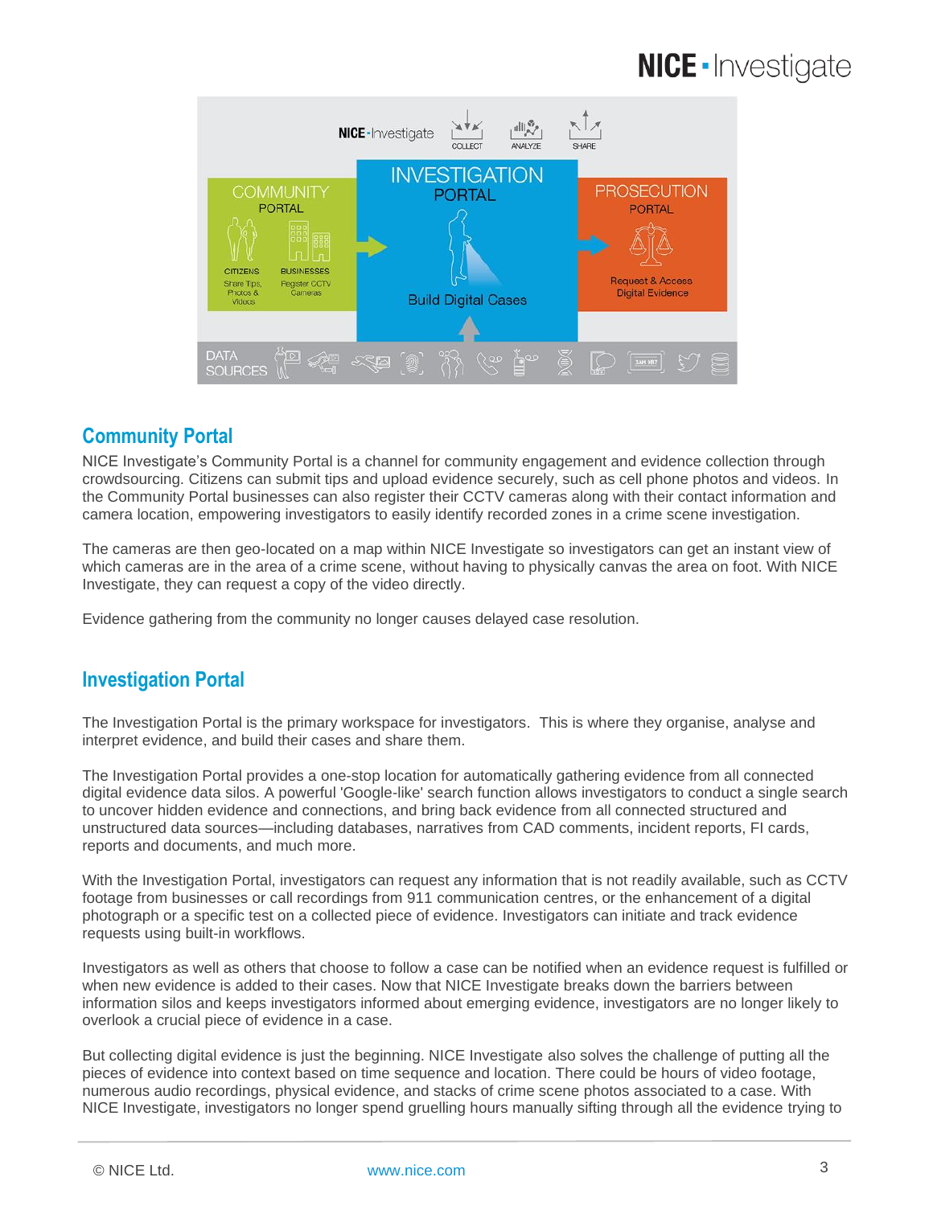## Community Portal

NICE Investigate's Community Portal is a channel for community engagement and evidence collection through crowdsourcing. Citizens can submit tips and upload evidence securely, such as cell phone photos and videos. In the Community Portal businesses can also register their CCTV cameras along with their contact information and camera location, empowering investigators to easily identify recorded zones in a crime scene investigation.

The cameras are then geo-located on a map within NICE Investigate so investigators can get an instant view of which cameras are in the area of a crime scene, without having to physically canvas the area on foot. With NICE Investigate, they can request a copy of the video directly.

Evidence gathering from the community no longer causes delayed case resolution.

## Investigation Portal

The Investigation Portal is the primary workspace for investigators. This is where they organise, analyse and interpret evidence, and build their cases and share them.

The Investigation Portal provides a one-stop location for automatically gathering evidence from all connected digital evidence data silos. A powerful 'Google-like' search function allows investigators to conduct a single search to uncover hidden evidence and connections, and bring back evidence from all connected structured and unstructured data sources—including databases, narratives from CAD comments, incident reports, FI cards, reports and documents, and much more.

With the Investigation Portal, investigators can request any information that is not readily available, such as CCTV footage from businesses or call recordings from 911 communication centres, or the enhancement of a digital photograph or a specific test on a collected piece of evidence. Investigators can initiate and track evidence requests using built-in workflows.

Investigators as well as others that choose to follow a case can be notified when an evidence request is fulfilled or when new evidence is added to their cases. Now that NICE Investigate breaks down the barriers between information silos and keeps investigators informed about emerging evidence, investigators are no longer likely to overlook a crucial piece of evidence in a case.

But collecting digital evidence is just the beginning. NICE Investigate also solves the challenge of putting all the pieces of evidence into context based on time sequence and location. There could be hours of video footage, numerous audio recordings, physical evidence, and stacks of crime scene photos associated to a case. With NICE Investigate, investigators no longer spend gruelling hours manually sifting through all the evidence trying to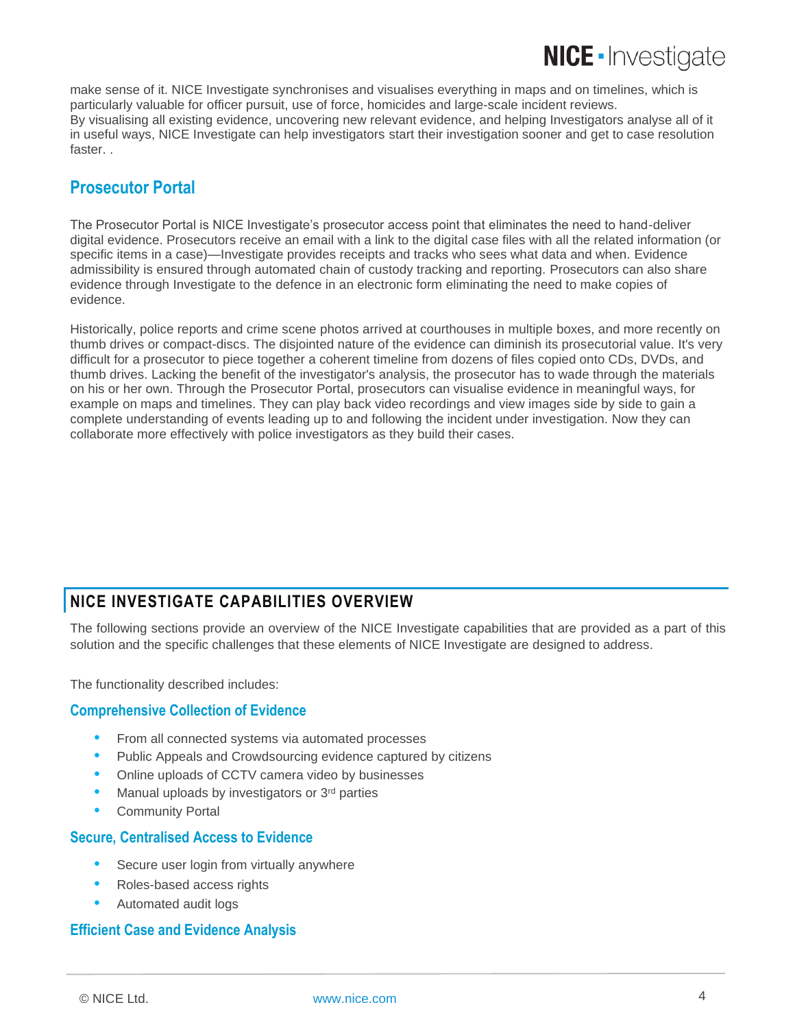make sense of it. NICE Investigate synchronises and visualises everything in maps and on timelines, which is particularly valuable for officer pursuit, use of force, homicides and large-scale incident reviews.
By visualising all existing evidence, uncovering new relevant evidence, and helping Investigators analyse all of it in useful ways, NICE Investigate can help investigators start their investigation sooner and get to case resolution faster. .

## Prosecutor Portal

The Prosecutor Portal is NICE Investigate's prosecutor access point that eliminates the need to hand-deliver digital evidence. Prosecutors receive an email with a link to the digital case files with all the related information (or specific items in a case)—Investigate provides receipts and tracks who sees what data and when. Evidence admissibility is ensured through automated chain of custody tracking and reporting. Prosecutors can also share evidence through Investigate to the defence in an electronic form eliminating the need to make copies of evidence.

Historically, police reports and crime scene photos arrived at courthouses in multiple boxes, and more recently on thumb drives or compact-discs. The disjointed nature of the evidence can diminish its prosecutorial value. It's very difficult for a prosecutor to piece together a coherent timeline from dozens of files copied onto CDs, DVDs, and thumb drives. Lacking the benefit of the investigator's analysis, the prosecutor has to wade through the materials on his or her own. Through the Prosecutor Portal, prosecutors can visualise evidence in meaningful ways, for example on maps and timelines. They can play back video recordings and view images side by side to gain a complete understanding of events leading up to and following the incident under investigation. Now they can collaborate more effectively with police investigators as they build their cases.

# NICE INVESTIGATE CAPABILITIES OVERVIEW

The following sections provide an overview of the NICE Investigate capabilities that are provided as a part of this solution and the specific challenges that these elements of NICE Investigate are designed to address.

The functionality described includes:

### Comprehensive Collection of Evidence

- From all connected systems via automated processes
- Public Appeals and Crowdsourcing evidence captured by citizens
- Online uploads of CCTV camera video by businesses
- Manual uploads by investigators or 3rd parties
- Community Portal

### Secure, Centralised Access to Evidence

- Secure user login from virtually anywhere
- Roles-based access rights
- Automated audit logs

### Efficient Case and Evidence Analysis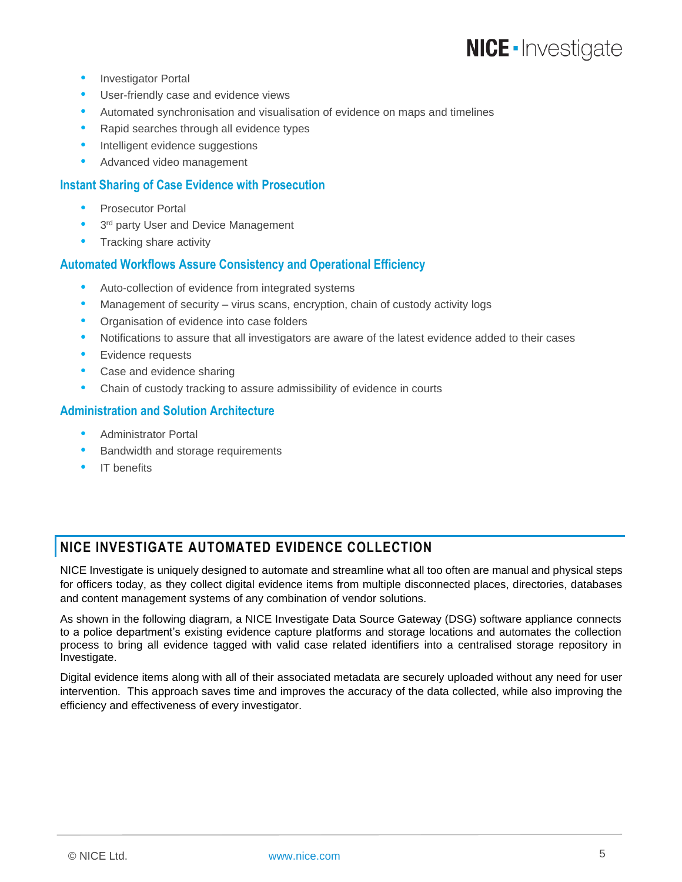- Investigator Portal
- User-friendly case and evidence views
- Automated synchronisation and visualisation of evidence on maps and timelines
- Rapid searches through all evidence types
- Intelligent evidence suggestions
- Advanced video management

### Instant Sharing of Case Evidence with Prosecution

- Prosecutor Portal
- 3rd party User and Device Management
- Tracking share activity

### Automated Workflows Assure Consistency and Operational Efficiency

- Auto-collection of evidence from integrated systems
- Management of security – virus scans, encryption, chain of custody activity logs
- Organisation of evidence into case folders
- Notifications to assure that all investigators are aware of the latest evidence added to their cases
- Evidence requests
- Case and evidence sharing
- Chain of custody tracking to assure admissibility of evidence in courts

### Administration and Solution Architecture

- Administrator Portal
- Bandwidth and storage requirements
- IT benefits

## NICE INVESTIGATE AUTOMATED EVIDENCE COLLECTION

NICE Investigate is uniquely designed to automate and streamline what all too often are manual and physical steps for officers today, as they collect digital evidence items from multiple disconnected places, directories, databases and content management systems of any combination of vendor solutions.

As shown in the following diagram, a NICE Investigate Data Source Gateway (DSG) software appliance connects to a police department's existing evidence capture platforms and storage locations and automates the collection process to bring all evidence tagged with valid case related identifiers into a centralised storage repository in Investigate.

Digital evidence items along with all of their associated metadata are securely uploaded without any need for user intervention. This approach saves time and improves the accuracy of the data collected, while also improving the efficiency and effectiveness of every investigator.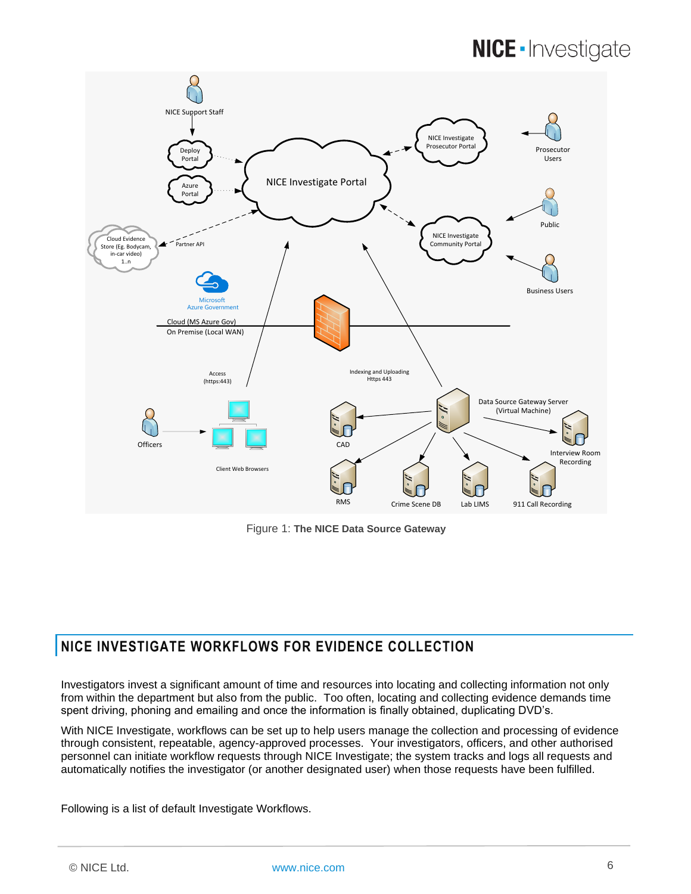Figure 1: **The NICE Data Source Gateway**

## NICE INVESTIGATE WORKFLOWS FOR EVIDENCE COLLECTION

Investigators invest a significant amount of time and resources into locating and collecting information not only from within the department but also from the public. Too often, locating and collecting evidence demands time spent driving, phoning and emailing and once the information is finally obtained, duplicating DVD's.

With NICE Investigate, workflows can be set up to help users manage the collection and processing of evidence through consistent, repeatable, agency-approved processes. Your investigators, officers, and other authorised personnel can initiate workflow requests through NICE Investigate; the system tracks and logs all requests and automatically notifies the investigator (or another designated user) when those requests have been fulfilled.

Following is a list of default Investigate Workflows.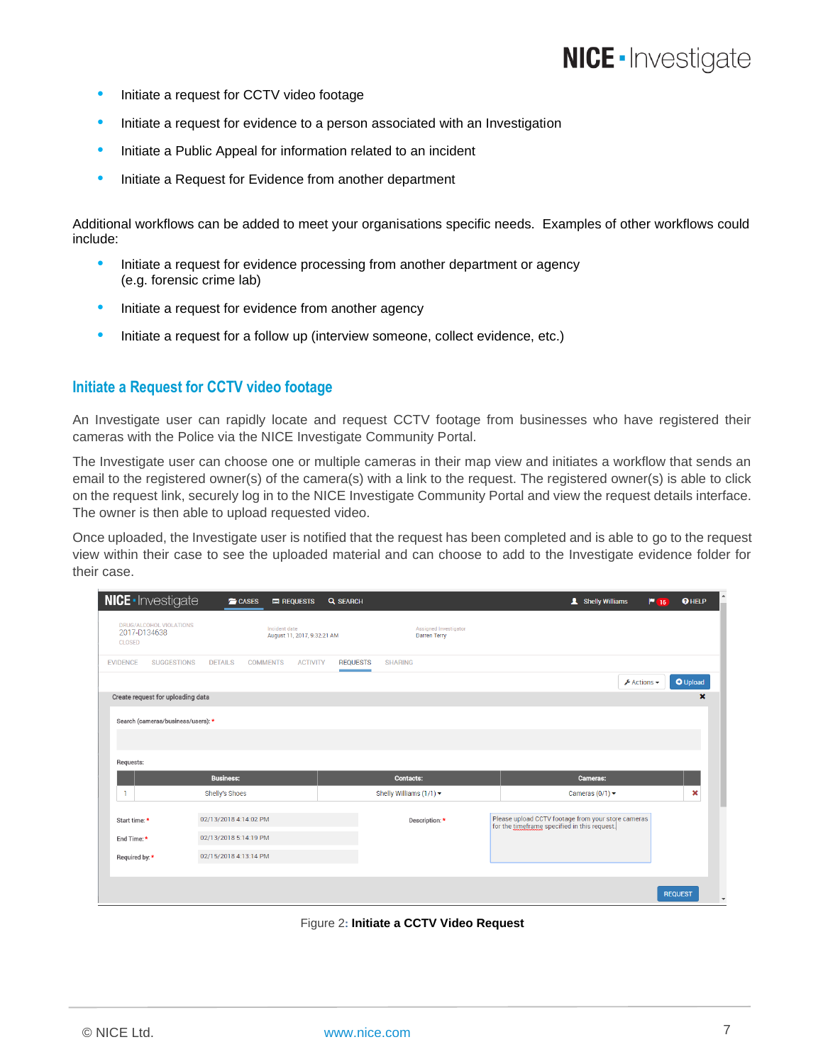- Initiate a request for CCTV video footage
- Initiate a request for evidence to a person associated with an Investigation
- Initiate a Public Appeal for information related to an incident
- Initiate a Request for Evidence from another department

Additional workflows can be added to meet your organisations specific needs. Examples of other workflows could include:

- Initiate a request for evidence processing from another department or agency (e.g. forensic crime lab)
- Initiate a request for evidence from another agency
- Initiate a request for a follow up (interview someone, collect evidence, etc.)

## Initiate a Request for CCTV video footage

An Investigate user can rapidly locate and request CCTV footage from businesses who have registered their cameras with the Police via the NICE Investigate Community Portal.

The Investigate user can choose one or multiple cameras in their map view and initiates a workflow that sends an email to the registered owner(s) of the camera(s) with a link to the request. The registered owner(s) is able to click on the request link, securely log in to the NICE Investigate Community Portal and view the request details interface. The owner is then able to upload requested video.

Once uploaded, the Investigate user is notified that the request has been completed and is able to go to the request view within their case to see the uploaded material and can choose to add to the Investigate evidence folder for their case.

Figure 2: **Initiate a CCTV Video Request**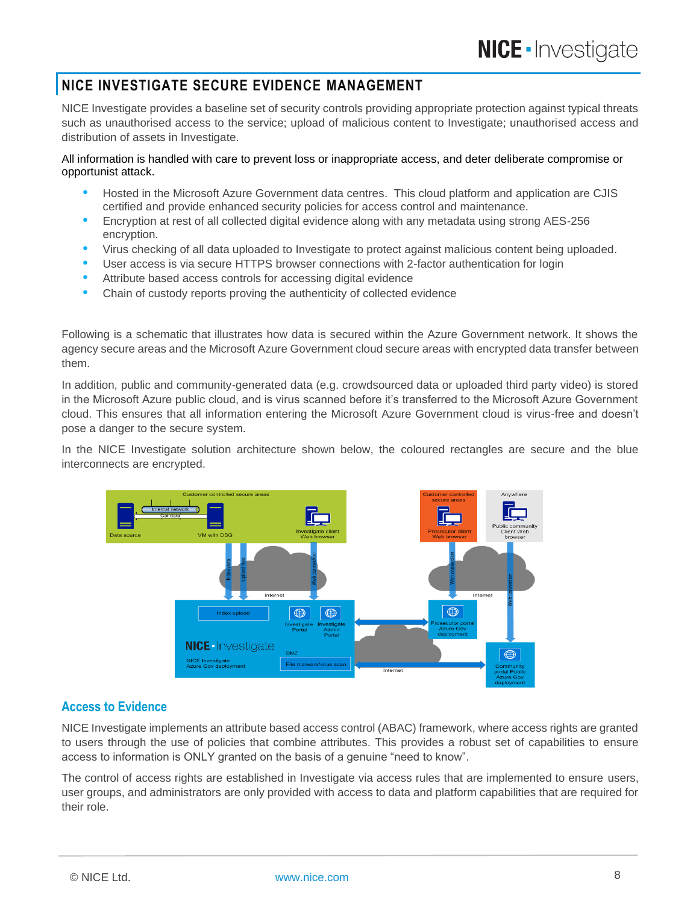## NICE INVESTIGATE SECURE EVIDENCE MANAGEMENT

NICE Investigate provides a baseline set of security controls providing appropriate protection against typical threats such as unauthorised access to the service; upload of malicious content to Investigate; unauthorised access and distribution of assets in Investigate.

All information is handled with care to prevent loss or inappropriate access, and deter deliberate compromise or opportunist attack.

- Hosted in the Microsoft Azure Government data centres. This cloud platform and application are CJIS certified and provide enhanced security policies for access control and maintenance.
- Encryption at rest of all collected digital evidence along with any metadata using strong AES-256 encryption.
- Virus checking of all data uploaded to Investigate to protect against malicious content being uploaded.
- User access is via secure HTTPS browser connections with 2-factor authentication for login
- Attribute based access controls for accessing digital evidence
- Chain of custody reports proving the authenticity of collected evidence

Following is a schematic that illustrates how data is secured within the Azure Government network. It shows the agency secure areas and the Microsoft Azure Government cloud secure areas with encrypted data transfer between them.

In addition, public and community-generated data (e.g. crowdsourced data or uploaded third party video) is stored in the Microsoft Azure public cloud, and is virus scanned before it's transferred to the Microsoft Azure Government cloud. This ensures that all information entering the Microsoft Azure Government cloud is virus-free and doesn't pose a danger to the secure system.

In the NICE Investigate solution architecture shown below, the coloured rectangles are secure and the blue interconnects are encrypted.

### Access to Evidence

NICE Investigate implements an attribute based access control (ABAC) framework, where access rights are granted to users through the use of policies that combine attributes. This provides a robust set of capabilities to ensure access to information is ONLY granted on the basis of a genuine "need to know".

The control of access rights are established in Investigate via access rules that are implemented to ensure users, user groups, and administrators are only provided with access to data and platform capabilities that are required for their role.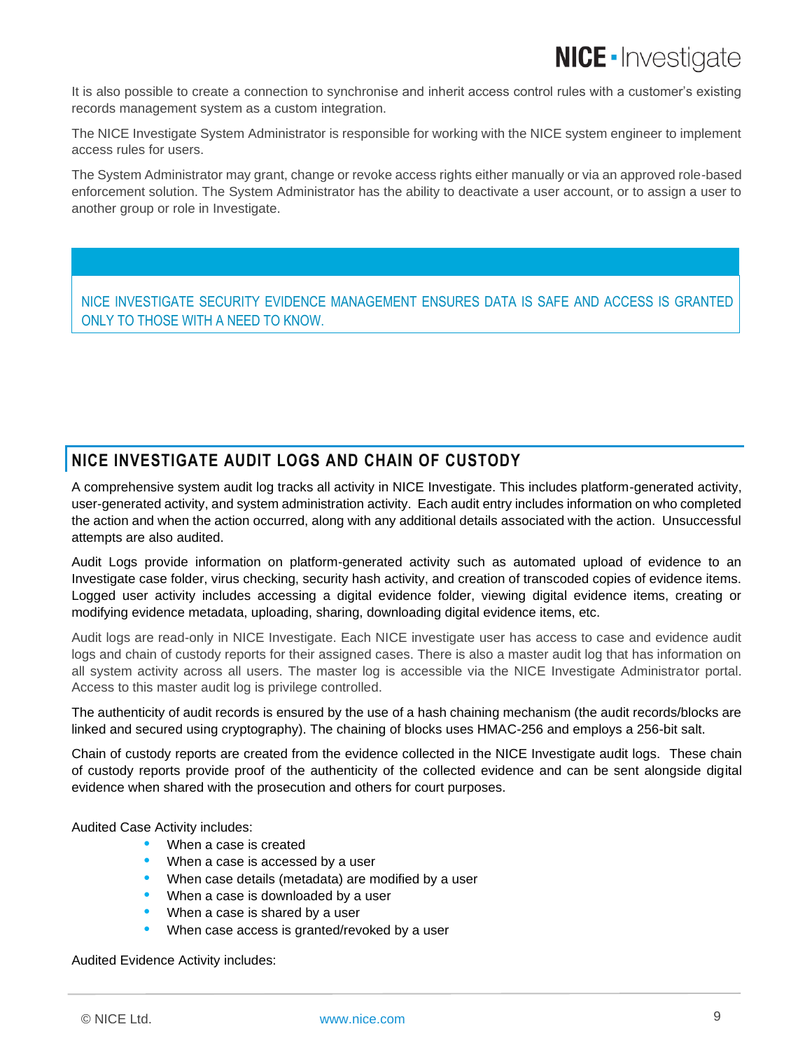It is also possible to create a connection to synchronise and inherit access control rules with a customer's existing records management system as a custom integration.

The NICE Investigate System Administrator is responsible for working with the NICE system engineer to implement access rules for users.

The System Administrator may grant, change or revoke access rights either manually or via an approved role-based enforcement solution. The System Administrator has the ability to deactivate a user account, or to assign a user to another group or role in Investigate.

> NICE INVESTIGATE SECURITY EVIDENCE MANAGEMENT ENSURES DATA IS SAFE AND ACCESS IS GRANTED ONLY TO THOSE WITH A NEED TO KNOW.

## NICE INVESTIGATE AUDIT LOGS AND CHAIN OF CUSTODY

A comprehensive system audit log tracks all activity in NICE Investigate. This includes platform-generated activity, user-generated activity, and system administration activity. Each audit entry includes information on who completed the action and when the action occurred, along with any additional details associated with the action. Unsuccessful attempts are also audited.

Audit Logs provide information on platform-generated activity such as automated upload of evidence to an Investigate case folder, virus checking, security hash activity, and creation of transcoded copies of evidence items. Logged user activity includes accessing a digital evidence folder, viewing digital evidence items, creating or modifying evidence metadata, uploading, sharing, downloading digital evidence items, etc.

Audit logs are read-only in NICE Investigate. Each NICE investigate user has access to case and evidence audit logs and chain of custody reports for their assigned cases. There is also a master audit log that has information on all system activity across all users. The master log is accessible via the NICE Investigate Administrator portal. Access to this master audit log is privilege controlled.

The authenticity of audit records is ensured by the use of a hash chaining mechanism (the audit records/blocks are linked and secured using cryptography). The chaining of blocks uses HMAC-256 and employs a 256-bit salt.

Chain of custody reports are created from the evidence collected in the NICE Investigate audit logs. These chain of custody reports provide proof of the authenticity of the collected evidence and can be sent alongside digital evidence when shared with the prosecution and others for court purposes.

Audited Case Activity includes:

- When a case is created
- When a case is accessed by a user
- When case details (metadata) are modified by a user
- When a case is downloaded by a user
- When a case is shared by a user
- When case access is granted/revoked by a user

Audited Evidence Activity includes: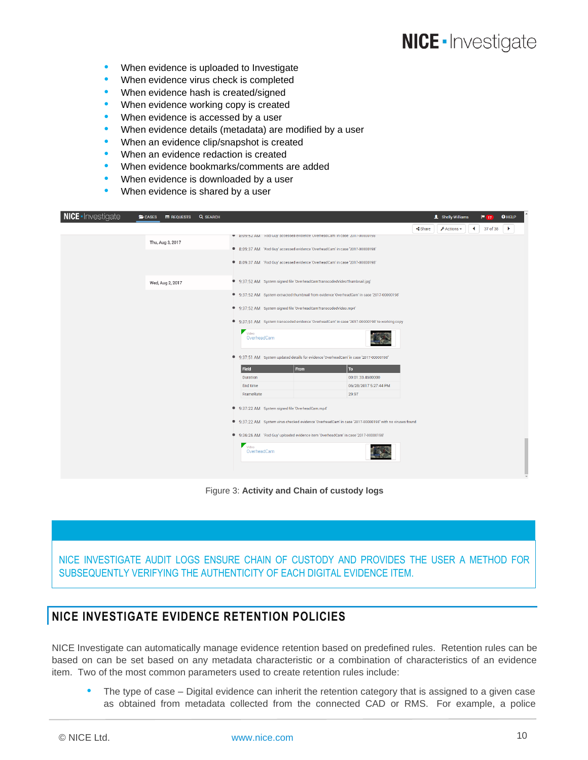- When evidence is uploaded to Investigate
- When evidence virus check is completed
- When evidence hash is created/signed
- When evidence working copy is created
- When evidence is accessed by a user
- When evidence details (metadata) are modified by a user
- When an evidence clip/snapshot is created
- When an evidence redaction is created
- When evidence bookmarks/comments are added
- When evidence is downloaded by a user
- When evidence is shared by a user

Figure 3: **Activity and Chain of custody logs**

NICE INVESTIGATE AUDIT LOGS ENSURE CHAIN OF CUSTODY AND PROVIDES THE USER A METHOD FOR SUBSEQUENTLY VERIFYING THE AUTHENTICITY OF EACH DIGITAL EVIDENCE ITEM.

## NICE INVESTIGATE EVIDENCE RETENTION POLICIES

NICE Investigate can automatically manage evidence retention based on predefined rules. Retention rules can be based on can be set based on any metadata characteristic or a combination of characteristics of an evidence item. Two of the most common parameters used to create retention rules include:

- The type of case – Digital evidence can inherit the retention category that is assigned to a given case as obtained from metadata collected from the connected CAD or RMS. For example, a police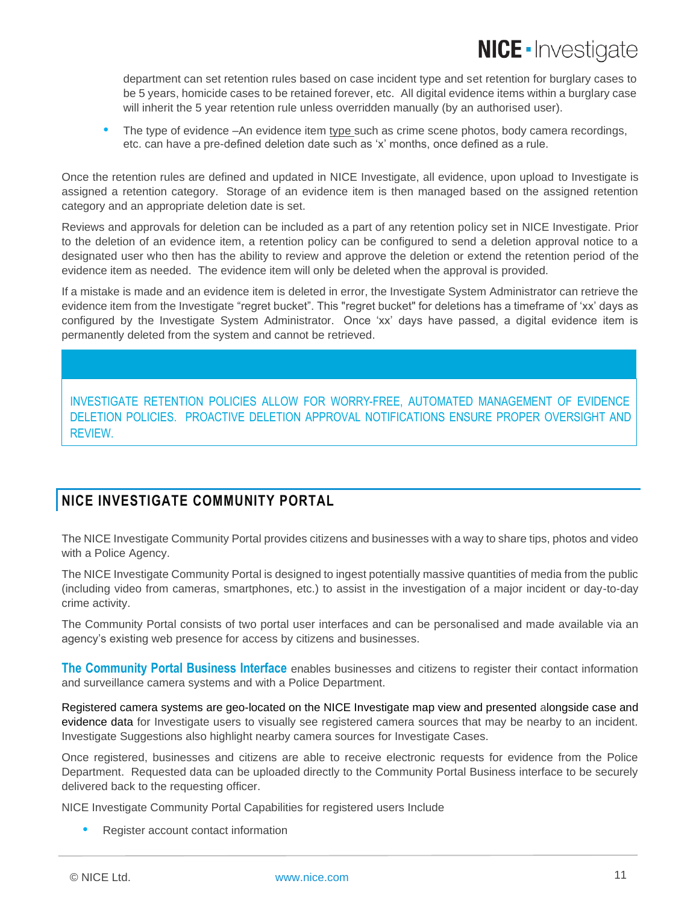department can set retention rules based on case incident type and set retention for burglary cases to be 5 years, homicide cases to be retained forever, etc. All digital evidence items within a burglary case will inherit the 5 year retention rule unless overridden manually (by an authorised user).

- The type of evidence –An evidence item type such as crime scene photos, body camera recordings, etc. can have a pre-defined deletion date such as 'x' months, once defined as a rule.

Once the retention rules are defined and updated in NICE Investigate, all evidence, upon upload to Investigate is assigned a retention category. Storage of an evidence item is then managed based on the assigned retention category and an appropriate deletion date is set.

Reviews and approvals for deletion can be included as a part of any retention policy set in NICE Investigate. Prior to the deletion of an evidence item, a retention policy can be configured to send a deletion approval notice to a designated user who then has the ability to review and approve the deletion or extend the retention period of the evidence item as needed. The evidence item will only be deleted when the approval is provided.

If a mistake is made and an evidence item is deleted in error, the Investigate System Administrator can retrieve the evidence item from the Investigate "regret bucket". This "regret bucket" for deletions has a timeframe of 'xx' days as configured by the Investigate System Administrator. Once 'xx' days have passed, a digital evidence item is permanently deleted from the system and cannot be retrieved.

INVESTIGATE RETENTION POLICIES ALLOW FOR WORRY-FREE, AUTOMATED MANAGEMENT OF EVIDENCE DELETION POLICIES. PROACTIVE DELETION APPROVAL NOTIFICATIONS ENSURE PROPER OVERSIGHT AND REVIEW.

## NICE INVESTIGATE COMMUNITY PORTAL

The NICE Investigate Community Portal provides citizens and businesses with a way to share tips, photos and video with a Police Agency.

The NICE Investigate Community Portal is designed to ingest potentially massive quantities of media from the public (including video from cameras, smartphones, etc.) to assist in the investigation of a major incident or day-to-day crime activity.

The Community Portal consists of two portal user interfaces and can be personalised and made available via an agency's existing web presence for access by citizens and businesses.

**The Community Portal Business Interface** enables businesses and citizens to register their contact information and surveillance camera systems and with a Police Department.

Registered camera systems are geo-located on the NICE Investigate map view and presented alongside case and evidence data for Investigate users to visually see registered camera sources that may be nearby to an incident. Investigate Suggestions also highlight nearby camera sources for Investigate Cases.

Once registered, businesses and citizens are able to receive electronic requests for evidence from the Police Department. Requested data can be uploaded directly to the Community Portal Business interface to be securely delivered back to the requesting officer.

NICE Investigate Community Portal Capabilities for registered users Include

- Register account contact information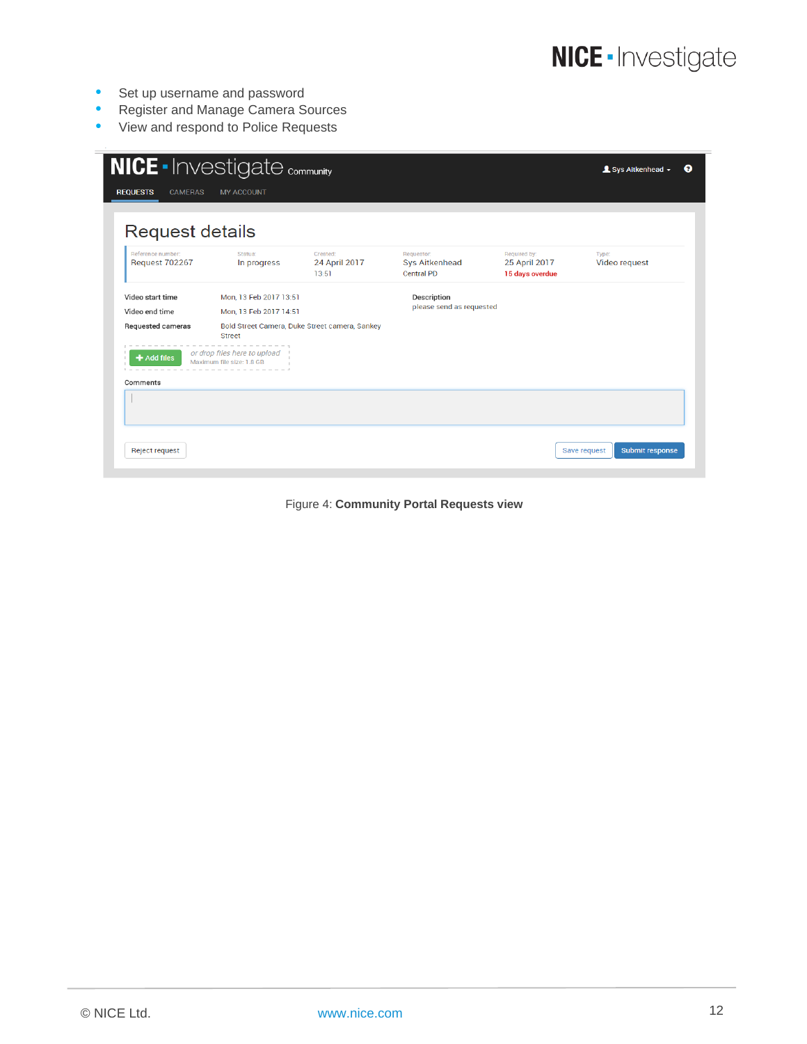- Set up username and password
- Register and Manage Camera Sources
- View and respond to Police Requests

Figure 4: **Community Portal Requests view**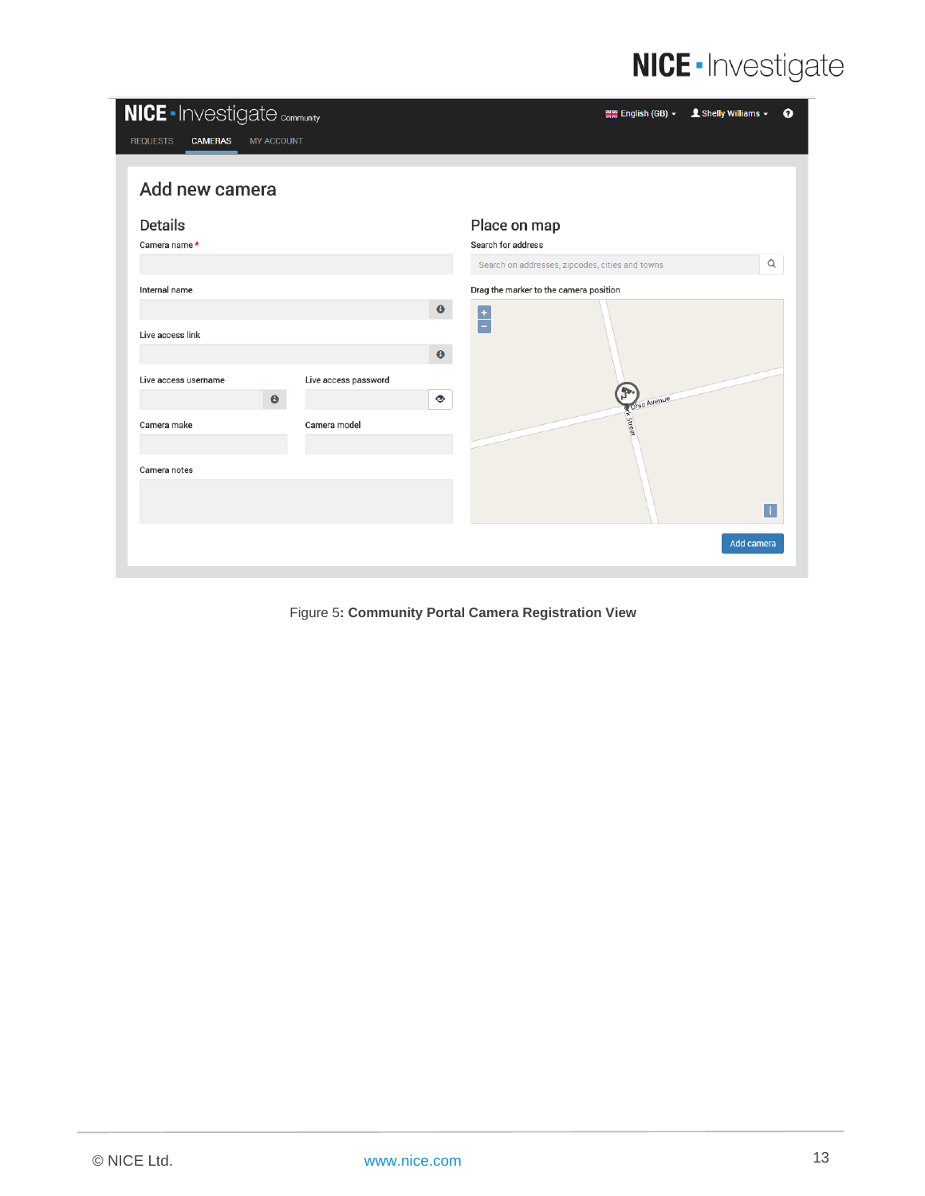Figure 5: **Community Portal Camera Registration View**